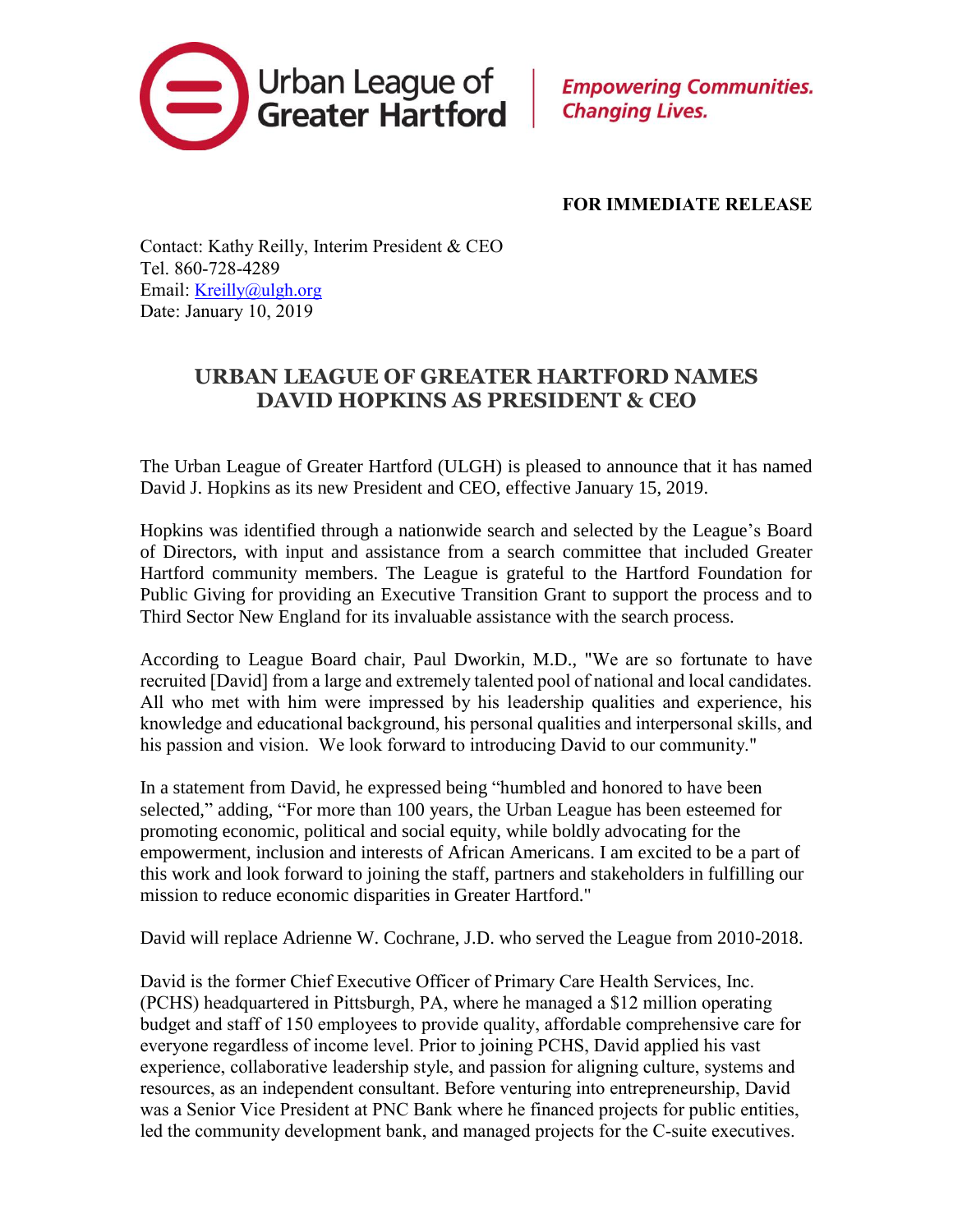Urban League of Greater Hartford

*Empowering Communities. Changing Lives.*

**FOR IMMEDIATE RELEASE**

Contact: Kathy Reilly, Interim President & CEO
Tel. 860-728-4289
Email: Kreilly@ulgh.org
Date: January 10, 2019

# URBAN LEAGUE OF GREATER HARTFORD NAMES DAVID HOPKINS AS PRESIDENT & CEO

The Urban League of Greater Hartford (ULGH) is pleased to announce that it has named David J. Hopkins as its new President and CEO, effective January 15, 2019.

Hopkins was identified through a nationwide search and selected by the League's Board of Directors, with input and assistance from a search committee that included Greater Hartford community members. The League is grateful to the Hartford Foundation for Public Giving for providing an Executive Transition Grant to support the process and to Third Sector New England for its invaluable assistance with the search process.

According to League Board chair, Paul Dworkin, M.D., "We are so fortunate to have recruited [David] from a large and extremely talented pool of national and local candidates. All who met with him were impressed by his leadership qualities and experience, his knowledge and educational background, his personal qualities and interpersonal skills, and his passion and vision. We look forward to introducing David to our community."

In a statement from David, he expressed being "humbled and honored to have been selected," adding, "For more than 100 years, the Urban League has been esteemed for promoting economic, political and social equity, while boldly advocating for the empowerment, inclusion and interests of African Americans. I am excited to be a part of this work and look forward to joining the staff, partners and stakeholders in fulfilling our mission to reduce economic disparities in Greater Hartford."

David will replace Adrienne W. Cochrane, J.D. who served the League from 2010-2018.

David is the former Chief Executive Officer of Primary Care Health Services, Inc. (PCHS) headquartered in Pittsburgh, PA, where he managed a $12 million operating budget and staff of 150 employees to provide quality, affordable comprehensive care for everyone regardless of income level. Prior to joining PCHS, David applied his vast experience, collaborative leadership style, and passion for aligning culture, systems and resources, as an independent consultant. Before venturing into entrepreneurship, David was a Senior Vice President at PNC Bank where he financed projects for public entities, led the community development bank, and managed projects for the C-suite executives.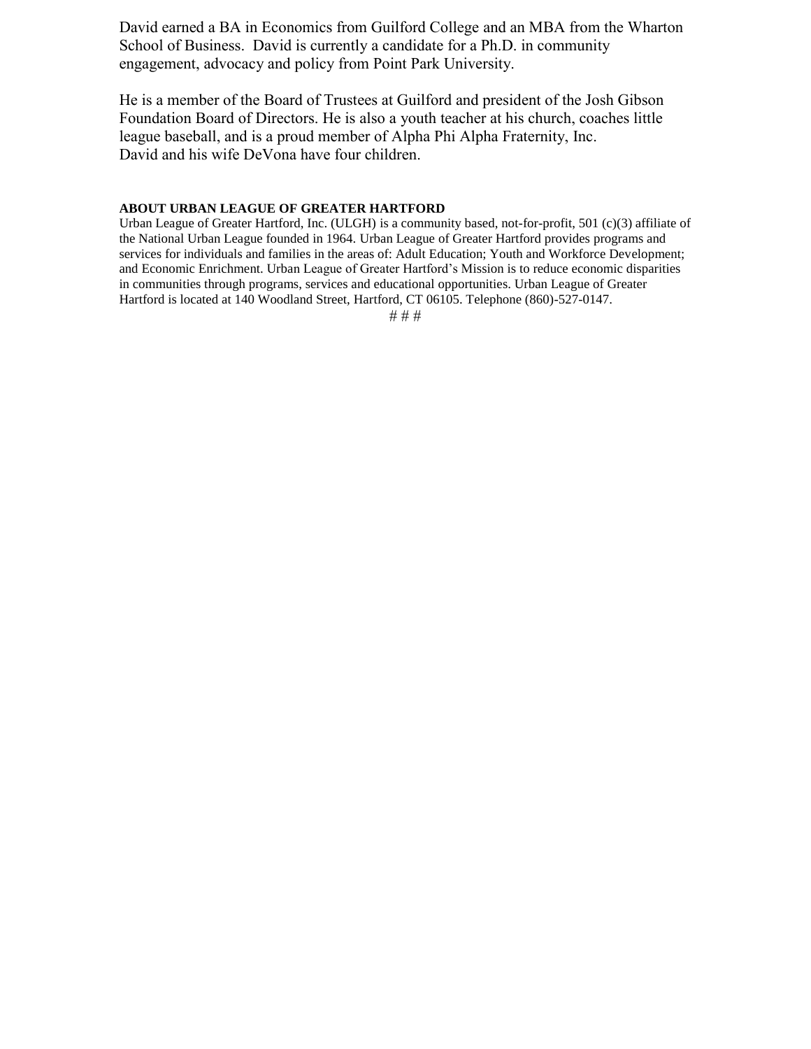David earned a BA in Economics from Guilford College and an MBA from the Wharton School of Business. David is currently a candidate for a Ph.D. in community engagement, advocacy and policy from Point Park University.

He is a member of the Board of Trustees at Guilford and president of the Josh Gibson Foundation Board of Directors. He is also a youth teacher at his church, coaches little league baseball, and is a proud member of Alpha Phi Alpha Fraternity, Inc.
David and his wife DeVona have four children.

**ABOUT URBAN LEAGUE OF GREATER HARTFORD**

Urban League of Greater Hartford, Inc. (ULGH) is a community based, not-for-profit, 501 (c)(3) affiliate of the National Urban League founded in 1964. Urban League of Greater Hartford provides programs and services for individuals and families in the areas of: Adult Education; Youth and Workforce Development; and Economic Enrichment. Urban League of Greater Hartford's Mission is to reduce economic disparities in communities through programs, services and educational opportunities. Urban League of Greater Hartford is located at 140 Woodland Street, Hartford, CT 06105. Telephone (860)-527-0147.

# # #